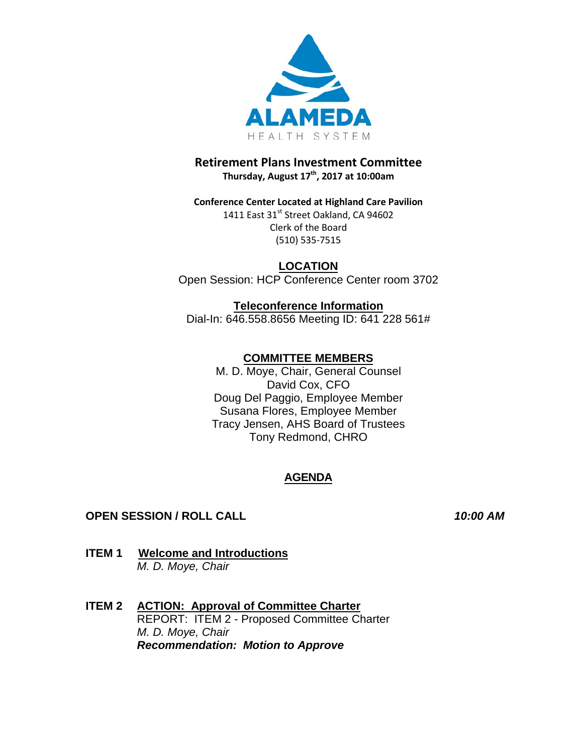**ALAMEDA**
HEALTH SYSTEM

# Retirement Plans Investment Committee

**Thursday, August 17th, 2017 at 10:00am**

**Conference Center Located at Highland Care Pavilion**
1411 East 31st Street Oakland, CA 94602
Clerk of the Board
(510) 535-7515

**LOCATION**
Open Session: HCP Conference Center room 3702

**Teleconference Information**
Dial-In: 646.558.8656 Meeting ID: 641 228 561#

**COMMITTEE MEMBERS**
M. D. Moye, Chair, General Counsel
David Cox, CFO
Doug Del Paggio, Employee Member
Susana Flores, Employee Member
Tracy Jensen, AHS Board of Trustees
Tony Redmond, CHRO

## AGENDA

**OPEN SESSION / ROLL CALL** ***10:00 AM***

**ITEM 1 Welcome and Introductions**
*M. D. Moye, Chair*

**ITEM 2 ACTION: Approval of Committee Charter**
REPORT: ITEM 2 - Proposed Committee Charter
*M. D. Moye, Chair*
***Recommendation: Motion to Approve***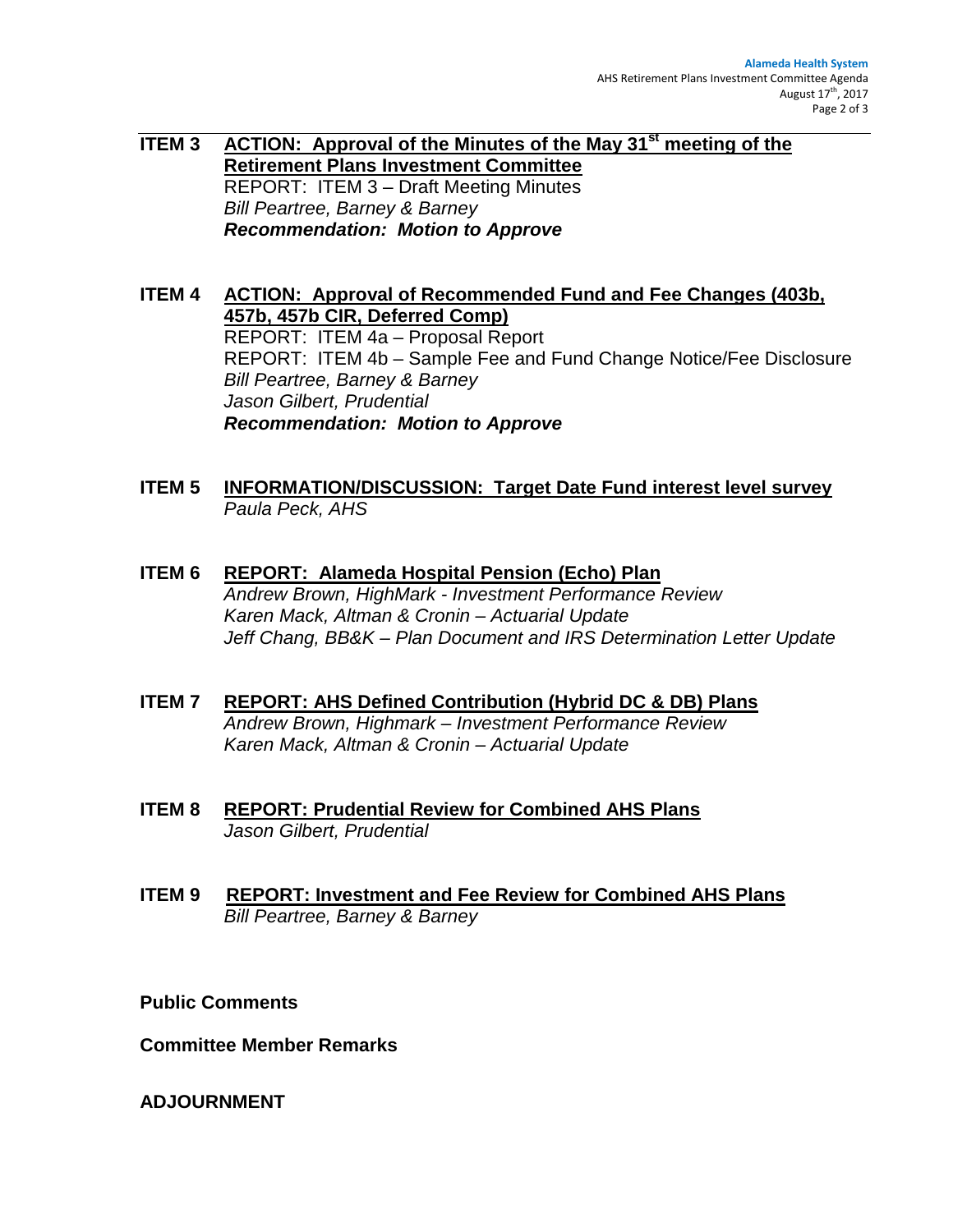**ITEM 3** **ACTION: Approval of the Minutes of the May 31st meeting of the Retirement Plans Investment Committee**
REPORT: ITEM 3 – Draft Meeting Minutes
*Bill Peartree, Barney & Barney*
***Recommendation: Motion to Approve***

**ITEM 4** **ACTION: Approval of Recommended Fund and Fee Changes (403b, 457b, 457b CIR, Deferred Comp)**
REPORT: ITEM 4a – Proposal Report
REPORT: ITEM 4b – Sample Fee and Fund Change Notice/Fee Disclosure
*Bill Peartree, Barney & Barney*
*Jason Gilbert, Prudential*
***Recommendation: Motion to Approve***

**ITEM 5** **INFORMATION/DISCUSSION: Target Date Fund interest level survey**
*Paula Peck, AHS*

**ITEM 6** **REPORT: Alameda Hospital Pension (Echo) Plan**
*Andrew Brown, HighMark - Investment Performance Review*
*Karen Mack, Altman & Cronin – Actuarial Update*
*Jeff Chang, BB&K – Plan Document and IRS Determination Letter Update*

**ITEM 7** **REPORT: AHS Defined Contribution (Hybrid DC & DB) Plans**
*Andrew Brown, Highmark – Investment Performance Review*
*Karen Mack, Altman & Cronin – Actuarial Update*

**ITEM 8** **REPORT: Prudential Review for Combined AHS Plans**
*Jason Gilbert, Prudential*

**ITEM 9** **REPORT: Investment and Fee Review for Combined AHS Plans**
*Bill Peartree, Barney & Barney*

**Public Comments**

**Committee Member Remarks**

**ADJOURNMENT**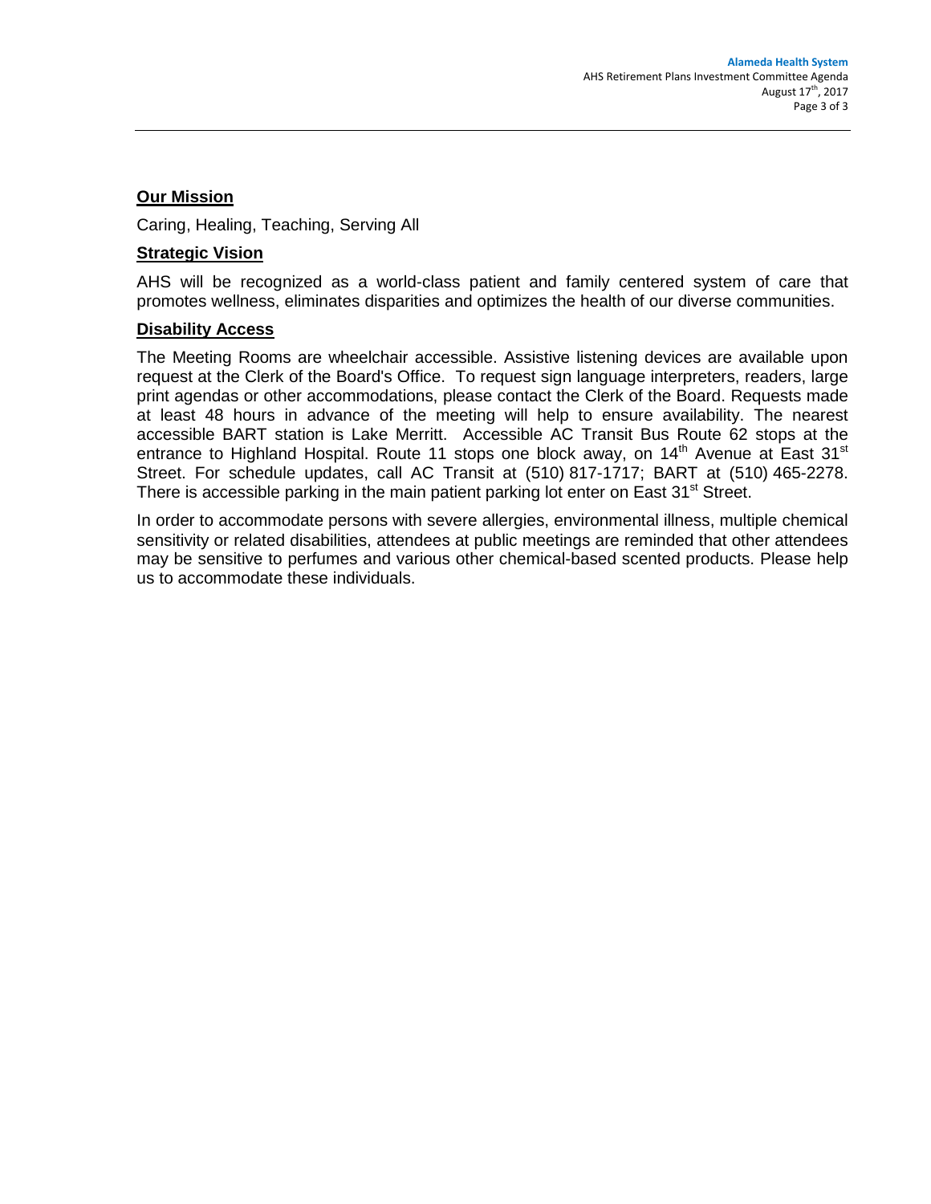## Our Mission

Caring, Healing, Teaching, Serving All

## Strategic Vision

AHS will be recognized as a world-class patient and family centered system of care that promotes wellness, eliminates disparities and optimizes the health of our diverse communities.

## Disability Access

The Meeting Rooms are wheelchair accessible. Assistive listening devices are available upon request at the Clerk of the Board's Office. To request sign language interpreters, readers, large print agendas or other accommodations, please contact the Clerk of the Board. Requests made at least 48 hours in advance of the meeting will help to ensure availability. The nearest accessible BART station is Lake Merritt. Accessible AC Transit Bus Route 62 stops at the entrance to Highland Hospital. Route 11 stops one block away, on 14th Avenue at East 31st Street. For schedule updates, call AC Transit at (510) 817-1717; BART at (510) 465-2278. There is accessible parking in the main patient parking lot enter on East 31st Street.

In order to accommodate persons with severe allergies, environmental illness, multiple chemical sensitivity or related disabilities, attendees at public meetings are reminded that other attendees may be sensitive to perfumes and various other chemical-based scented products. Please help us to accommodate these individuals.